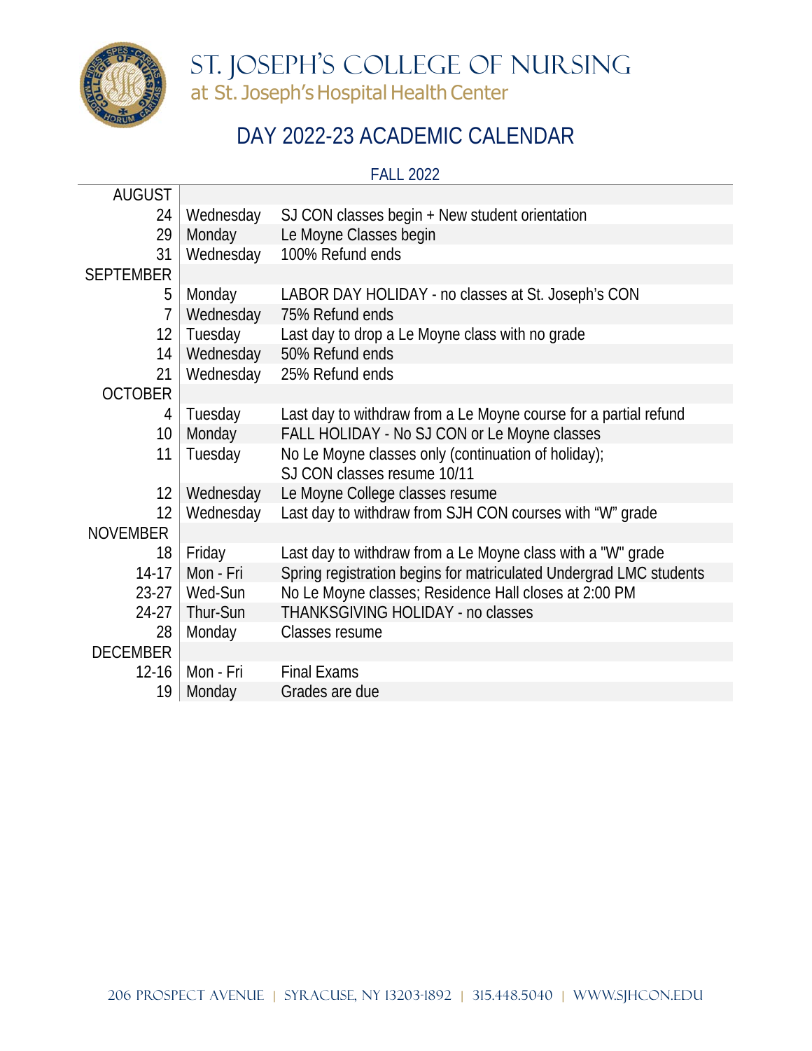# ST. JOSEPH'S COLLEGE OF NURSING

at St. Joseph's Hospital Health Center

## DAY 2022-23 ACADEMIC CALENDAR

### FALL 2022

| | | |
|---|---|---|
| AUGUST | | |
| 24 | Wednesday | SJ CON classes begin + New student orientation |
| 29 | Monday | Le Moyne Classes begin |
| 31 | Wednesday | 100% Refund ends |
| SEPTEMBER | | |
| 5 | Monday | LABOR DAY HOLIDAY - no classes at St. Joseph's CON |
| 7 | Wednesday | 75% Refund ends |
| 12 | Tuesday | Last day to drop a Le Moyne class with no grade |
| 14 | Wednesday | 50% Refund ends |
| 21 | Wednesday | 25% Refund ends |
| OCTOBER | | |
| 4 | Tuesday | Last day to withdraw from a Le Moyne course for a partial refund |
| 10 | Monday | FALL HOLIDAY - No SJ CON or Le Moyne classes |
| 11 | Tuesday | No Le Moyne classes only (continuation of holiday); SJ CON classes resume 10/11 |
| 12 | Wednesday | Le Moyne College classes resume |
| 12 | Wednesday | Last day to withdraw from SJH CON courses with "W" grade |
| NOVEMBER | | |
| 18 | Friday | Last day to withdraw from a Le Moyne class with a "W" grade |
| 14-17 | Mon - Fri | Spring registration begins for matriculated Undergrad LMC students |
| 23-27 | Wed-Sun | No Le Moyne classes; Residence Hall closes at 2:00 PM |
| 24-27 | Thur-Sun | THANKSGIVING HOLIDAY - no classes |
| 28 | Monday | Classes resume |
| DECEMBER | | |
| 12-16 | Mon - Fri | Final Exams |
| 19 | Monday | Grades are due |

206 PROSPECT AVENUE | SYRACUSE, NY 13203-1892 | 315.448.5040 | WWW.SJHCON.EDU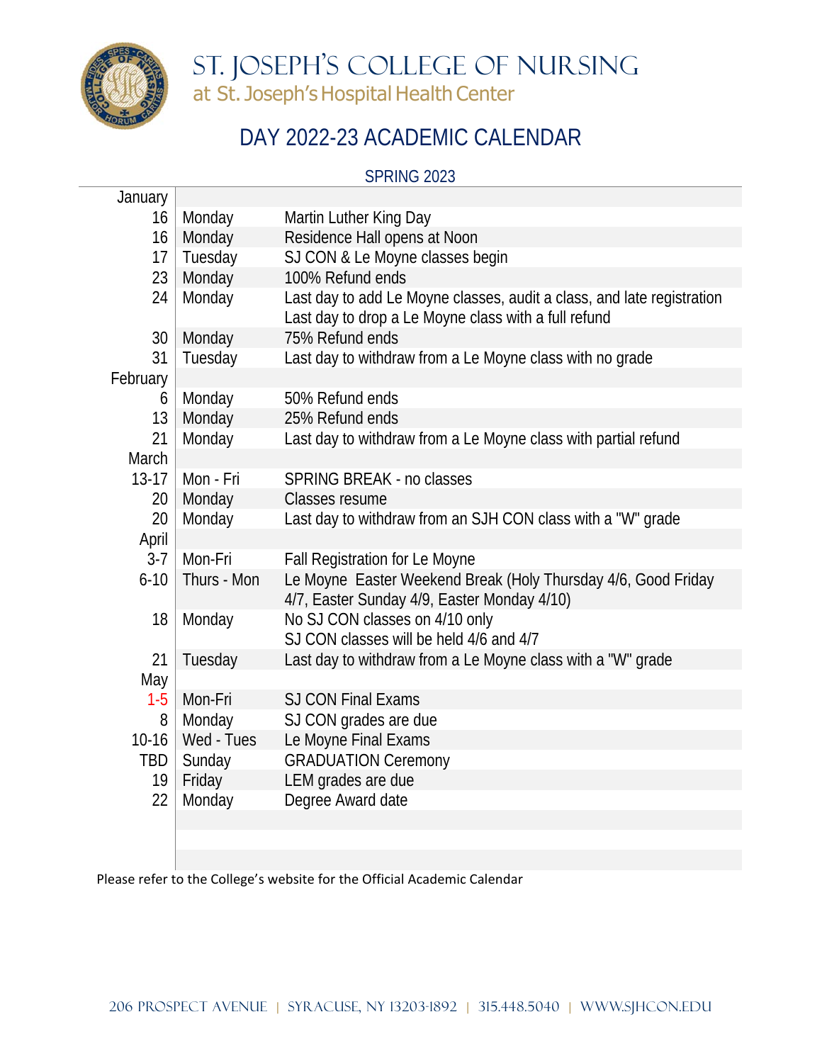# ST. JOSEPH'S COLLEGE OF NURSING

at St. Joseph's Hospital Health Center

## DAY 2022-23 ACADEMIC CALENDAR

### SPRING 2023

| | | |
|---|---|---|
| January | | |
| 16 | Monday | Martin Luther King Day |
| 16 | Monday | Residence Hall opens at Noon |
| 17 | Tuesday | SJ CON & Le Moyne classes begin |
| 23 | Monday | 100% Refund ends |
| 24 | Monday | Last day to add Le Moyne classes, audit a class, and late registration<br>Last day to drop a Le Moyne class with a full refund |
| 30 | Monday | 75% Refund ends |
| 31 | Tuesday | Last day to withdraw from a Le Moyne class with no grade |
| February | | |
| 6 | Monday | 50% Refund ends |
| 13 | Monday | 25% Refund ends |
| 21 | Monday | Last day to withdraw from a Le Moyne class with partial refund |
| March | | |
| 13-17 | Mon - Fri | SPRING BREAK - no classes |
| 20 | Monday | Classes resume |
| 20 | Monday | Last day to withdraw from an SJH CON class with a "W" grade |
| April | | |
| 3-7 | Mon-Fri | Fall Registration for Le Moyne |
| 6-10 | Thurs - Mon | Le Moyne Easter Weekend Break (Holy Thursday 4/6, Good Friday 4/7, Easter Sunday 4/9, Easter Monday 4/10) |
| 18 | Monday | No SJ CON classes on 4/10 only<br>SJ CON classes will be held 4/6 and 4/7 |
| 21 | Tuesday | Last day to withdraw from a Le Moyne class with a "W" grade |
| May | | |
| 1-5 | Mon-Fri | SJ CON Final Exams |
| 8 | Monday | SJ CON grades are due |
| 10-16 | Wed - Tues | Le Moyne Final Exams |
| TBD | Sunday | GRADUATION Ceremony |
| 19 | Friday | LEM grades are due |
| 22 | Monday | Degree Award date |

Please refer to the College's website for the Official Academic Calendar

206 PROSPECT AVENUE | SYRACUSE, NY 13203-1892 | 315.448.5040 | WWW.SJHCON.EDU